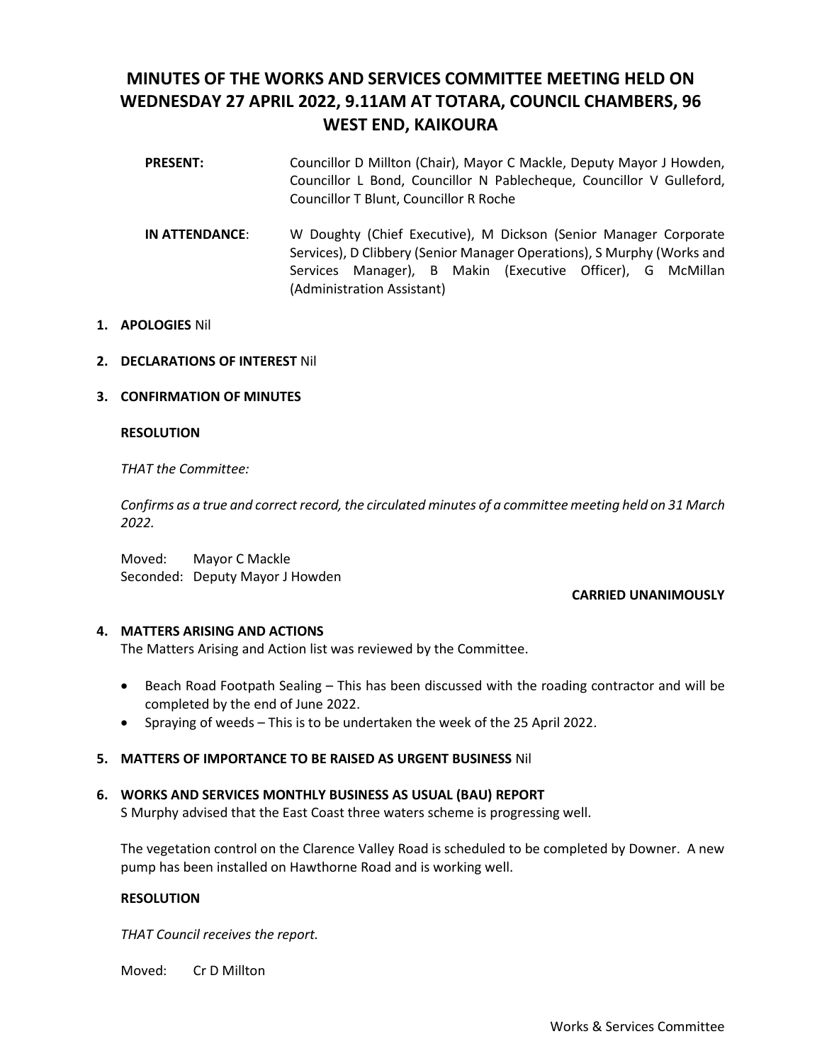# MINUTES OF THE WORKS AND SERVICES COMMITTEE MEETING HELD ON WEDNESDAY 27 APRIL 2022, 9.11AM AT TOTARA, COUNCIL CHAMBERS, 96 WEST END, KAIKOURA

**PRESENT:** Councillor D Millton (Chair), Mayor C Mackle, Deputy Mayor J Howden, Councillor L Bond, Councillor N Pablecheque, Councillor V Gulleford, Councillor T Blunt, Councillor R Roche

**IN ATTENDANCE**: W Doughty (Chief Executive), M Dickson (Senior Manager Corporate Services), D Clibbery (Senior Manager Operations), S Murphy (Works and Services Manager), B Makin (Executive Officer), G McMillan (Administration Assistant)

1. **APOLOGIES** Nil

2. **DECLARATIONS OF INTEREST** Nil

3. **CONFIRMATION OF MINUTES**

   **RESOLUTION**

   *THAT the Committee:*

   *Confirms as a true and correct record, the circulated minutes of a committee meeting held on 31 March 2022.*

   Moved: Mayor C Mackle
   Seconded: Deputy Mayor J Howden

   **CARRIED UNANIMOUSLY**

4. **MATTERS ARISING AND ACTIONS**
   The Matters Arising and Action list was reviewed by the Committee.

   - Beach Road Footpath Sealing – This has been discussed with the roading contractor and will be completed by the end of June 2022.
   - Spraying of weeds – This is to be undertaken the week of the 25 April 2022.

5. **MATTERS OF IMPORTANCE TO BE RAISED AS URGENT BUSINESS** Nil

6. **WORKS AND SERVICES MONTHLY BUSINESS AS USUAL (BAU) REPORT**
   S Murphy advised that the East Coast three waters scheme is progressing well.

   The vegetation control on the Clarence Valley Road is scheduled to be completed by Downer. A new pump has been installed on Hawthorne Road and is working well.

   **RESOLUTION**

   *THAT Council receives the report.*

   Moved: Cr D Millton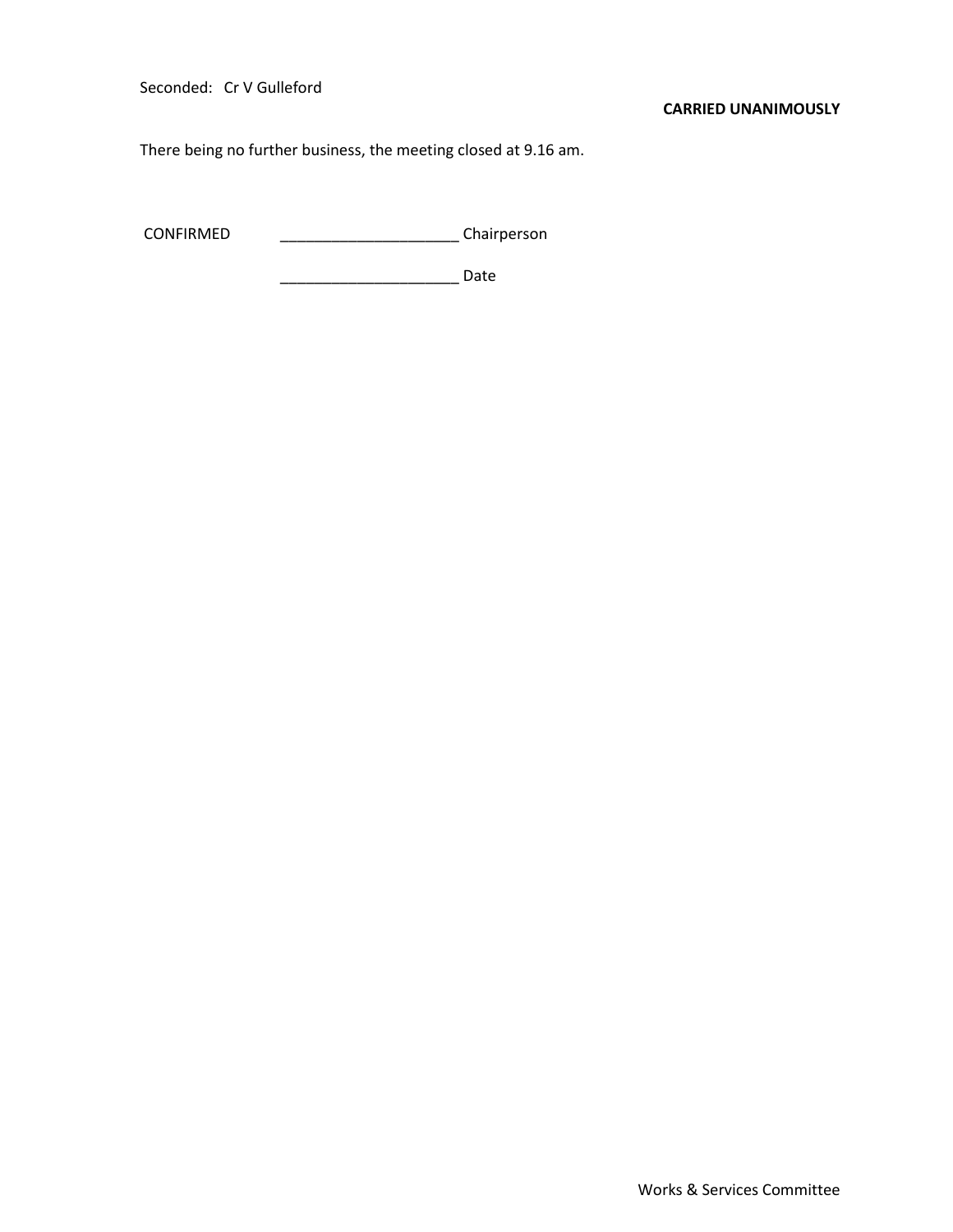Seconded: Cr V Gulleford

**CARRIED UNANIMOUSLY**

There being no further business, the meeting closed at 9.16 am.

CONFIRMED _____________________ Chairperson

_____________________ Date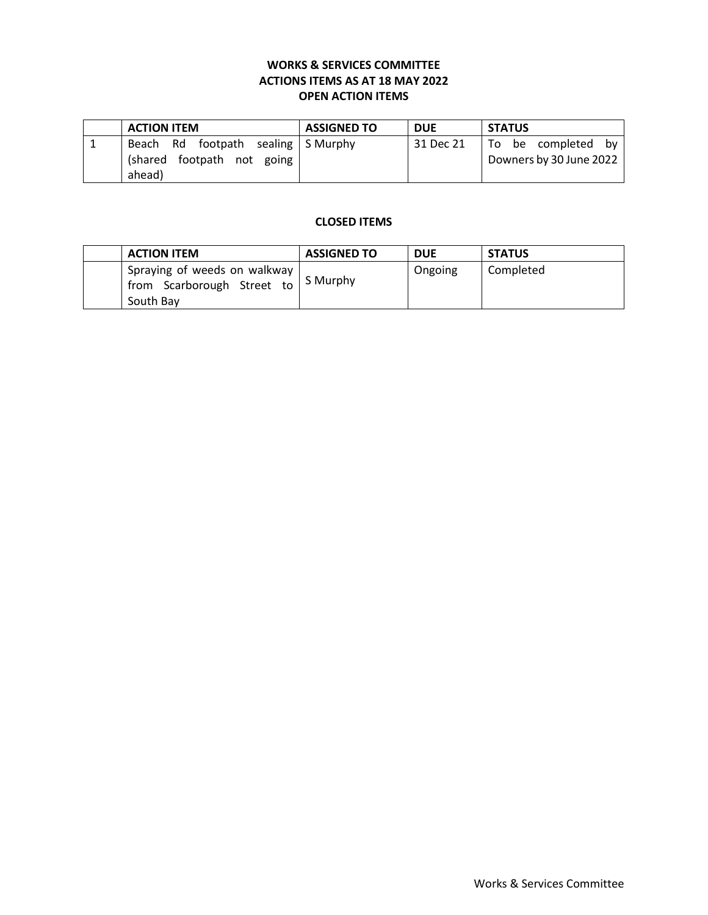**WORKS & SERVICES COMMITTEE**
**ACTIONS ITEMS AS AT 18 MAY 2022**
**OPEN ACTION ITEMS**

| | ACTION ITEM | ASSIGNED TO | DUE | STATUS |
|---|---|---|---|---|
| 1 | Beach Rd footpath sealing (shared footpath not going ahead) | S Murphy | 31 Dec 21 | To be completed by Downers by 30 June 2022 |

**CLOSED ITEMS**

| | ACTION ITEM | ASSIGNED TO | DUE | STATUS |
|---|---|---|---|---|
| | Spraying of weeds on walkway from Scarborough Street to South Bay | S Murphy | Ongoing | Completed |